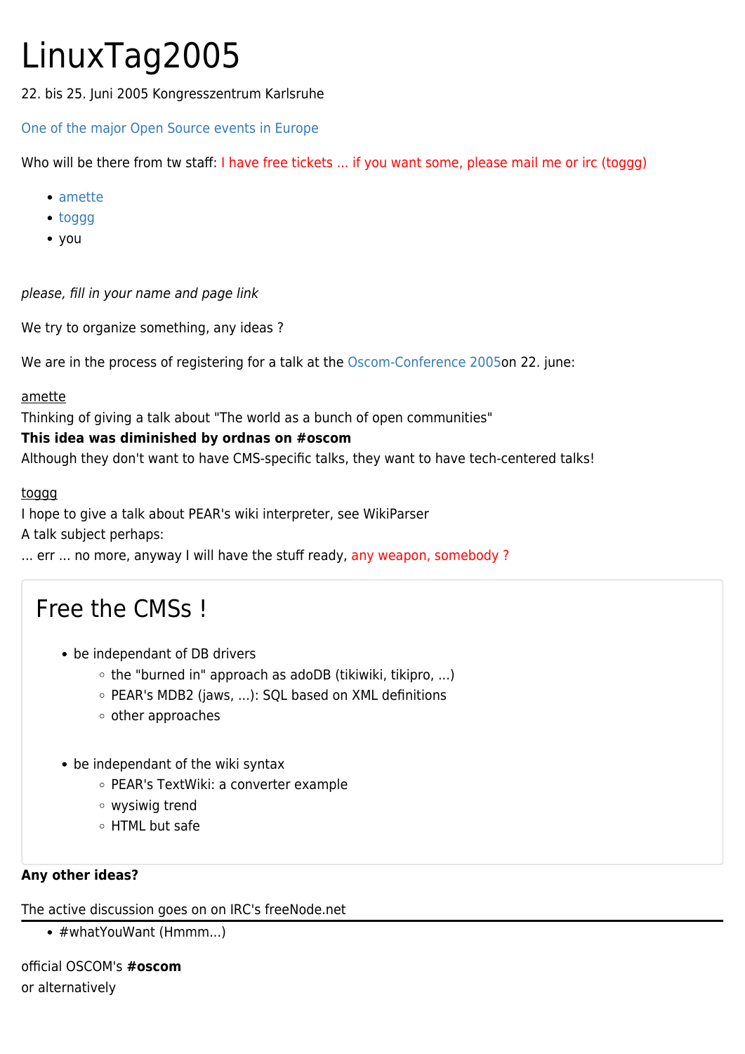# LinuxTag2005

22. bis 25. Juni 2005 Kongresszentrum Karlsruhe

One of the major Open Source events in Europe

Who will be there from tw staff: I have free tickets ... if you want some, please mail me or irc (toggg)

- amette
- toggg
- you

*please, fill in your name and page link*

We try to organize something, any ideas ?

We are in the process of registering for a talk at the Oscom-Conference 2005on 22. june:

amette
Thinking of giving a talk about "The world as a bunch of open communities"
**This idea was diminished by ordnas on #oscom**
Although they don't want to have CMS-specific talks, they want to have tech-centered talks!

toggg
I hope to give a talk about PEAR's wiki interpreter, see WikiParser
A talk subject perhaps:
... err ... no more, anyway I will have the stuff ready, any weapon, somebody ?

## Free the CMSs !

- be independant of DB drivers
  - the "burned in" approach as adoDB (tikiwiki, tikipro, ...)
  - PEAR's MDB2 (jaws, ...): SQL based on XML definitions
  - other approaches

- be independant of the wiki syntax
  - PEAR's TextWiki: a converter example
  - wysiwig trend
  - HTML but safe

**Any other ideas?**

The active discussion goes on on IRC's freeNode.net

---

- #whatYouWant (Hmmm...)

official OSCOM's **#oscom**
or alternatively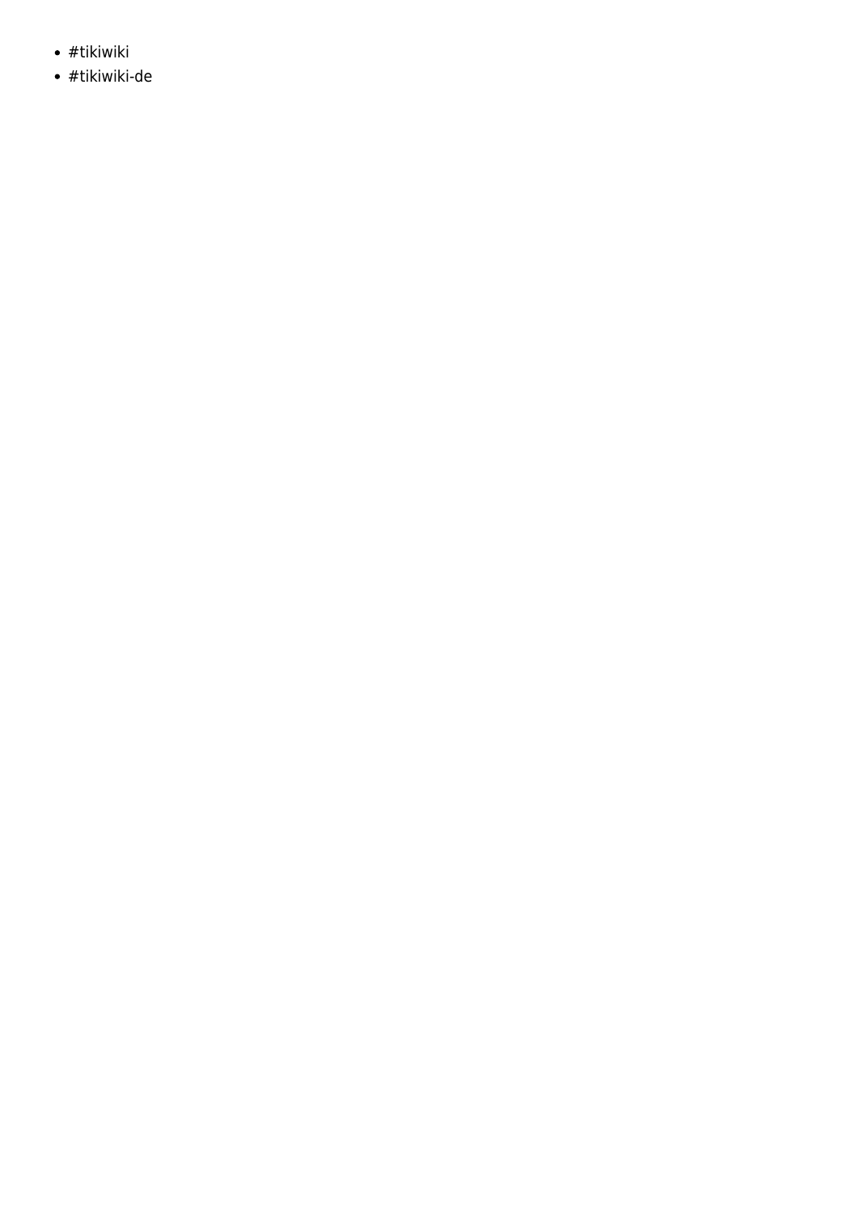- #tikiwiki
- #tikiwiki-de